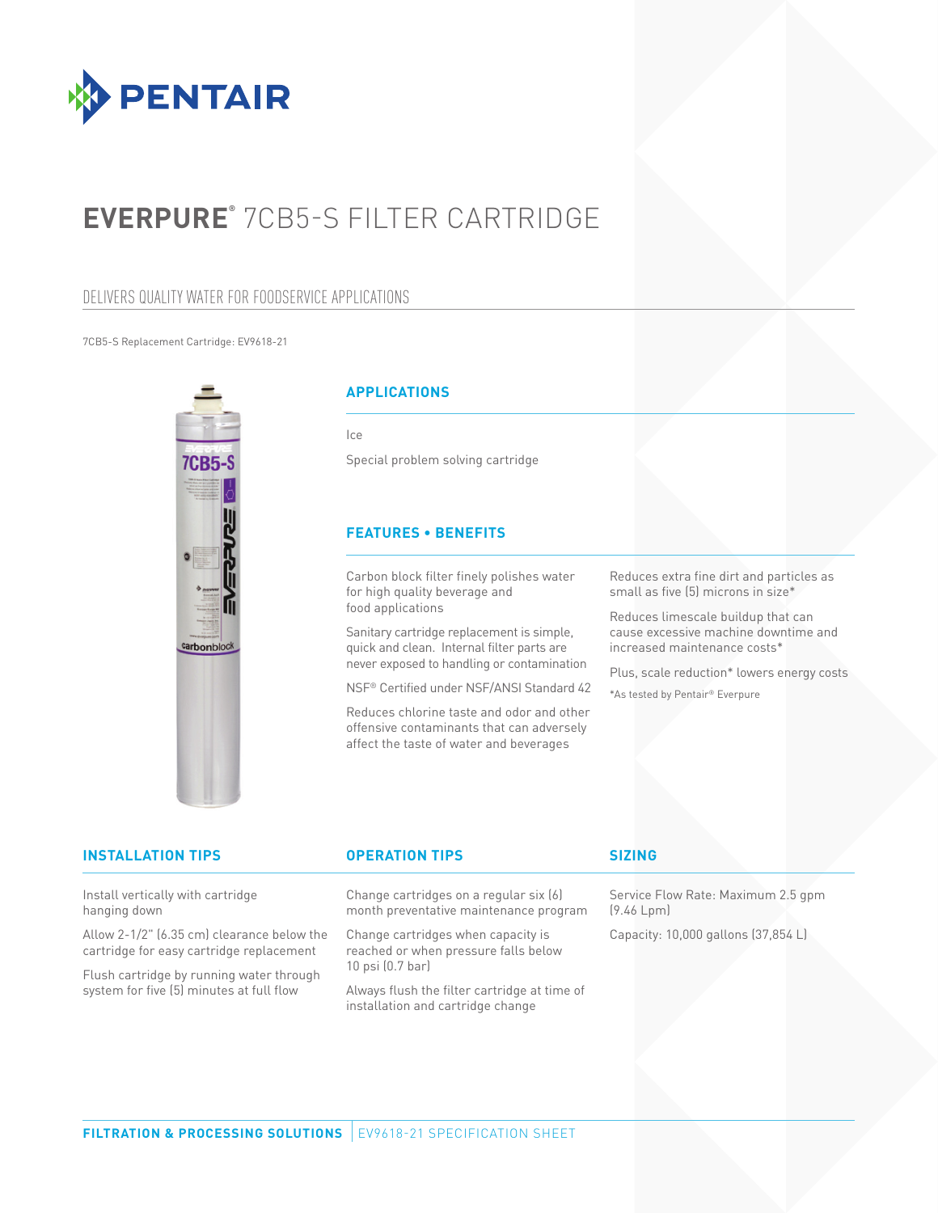PENTAIR

# EVERPURE® 7CB5-S FILTER CARTRIDGE

## DELIVERS QUALITY WATER FOR FOODSERVICE APPLICATIONS

7CB5-S Replacement Cartridge: EV9618-21

### APPLICATIONS

Ice

Special problem solving cartridge

### FEATURES • BENEFITS

Carbon block filter finely polishes water for high quality beverage and food applications

Sanitary cartridge replacement is simple, quick and clean. Internal filter parts are never exposed to handling or contamination

NSF® Certified under NSF/ANSI Standard 42

Reduces chlorine taste and odor and other offensive contaminants that can adversely affect the taste of water and beverages

Reduces extra fine dirt and particles as small as five (5) microns in size*

Reduces limescale buildup that can cause excessive machine downtime and increased maintenance costs*

Plus, scale reduction* lowers energy costs

*As tested by Pentair® Everpure

### INSTALLATION TIPS

Install vertically with cartridge hanging down

Allow 2-1/2" (6.35 cm) clearance below the cartridge for easy cartridge replacement

Flush cartridge by running water through system for five (5) minutes at full flow

### OPERATION TIPS

Change cartridges on a regular six (6) month preventative maintenance program

Change cartridges when capacity is reached or when pressure falls below 10 psi (0.7 bar)

Always flush the filter cartridge at time of installation and cartridge change

### SIZING

Service Flow Rate: Maximum 2.5 gpm (9.46 Lpm)

Capacity: 10,000 gallons (37,854 L)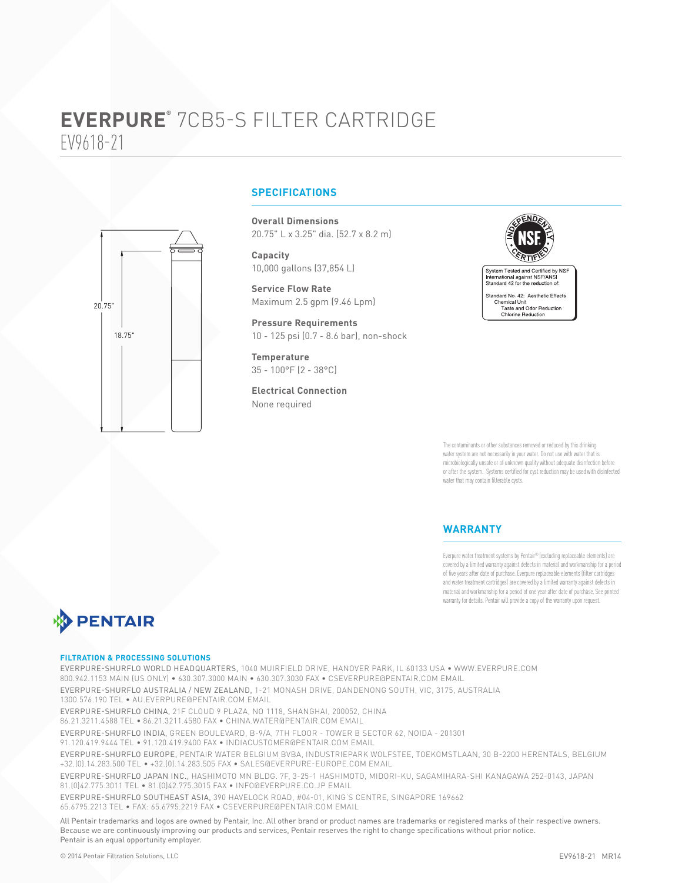# EVERPURE® 7CB5-S FILTER CARTRIDGE

EV9618-21

20.75"

18.75"

## SPECIFICATIONS

**Overall Dimensions**
20.75" L x 3.25" dia. (52.7 x 8.2 m)

**Capacity**
10,000 gallons (37,854 L)

**Service Flow Rate**
Maximum 2.5 gpm (9.46 Lpm)

**Pressure Requirements**
10 - 125 psi (0.7 - 8.6 bar), non-shock

**Temperature**
35 - 100°F (2 - 38°C)

**Electrical Connection**
None required

INDEPENDENTLY NSF CERTIFIED

System Tested and Certified by NSF International against NSF/ANSI Standard 42 for the reduction of:

Standard No. 42: Aesthetic Effects
Chemical Unit
Taste and Odor Reduction
Chlorine Reduction

The contaminants or other substances removed or reduced by this drinking water system are not necessarily in your water. Do not use with water that is microbiologically unsafe or of unknown quality without adequate disinfection before or after the system. Systems certified for cyst reduction may be used with disinfected water that may contain filterable cysts.

## WARRANTY

Everpure water treatment systems by Pentair® (excluding replaceable elements) are covered by a limited warranty against defects in material and workmanship for a period of five years after date of purchase. Everpure replaceable elements (filter cartridges and water treatment cartridges) are covered by a limited warranty against defects in material and workmanship for a period of one year after date of purchase. See printed warranty for details. Pentair will provide a copy of the warranty upon request.

PENTAIR

**FILTRATION & PROCESSING SOLUTIONS**

EVERPURE-SHURFLO WORLD HEADQUARTERS, 1040 MUIRFIELD DRIVE, HANOVER PARK, IL 60133 USA • WWW.EVERPURE.COM
800.942.1153 MAIN (US ONLY) • 630.307.3000 MAIN • 630.307.3030 FAX • CSEVERPURE@PENTAIR.COM EMAIL

EVERPURE-SHURFLO AUSTRALIA / NEW ZEALAND, 1-21 MONASH DRIVE, DANDENONG SOUTH, VIC, 3175, AUSTRALIA
1300.576.190 TEL • AU.EVERPURE@PENTAIR.COM EMAIL

EVERPURE-SHURFLO CHINA, 21F CLOUD 9 PLAZA, NO 1118, SHANGHAI, 200052, CHINA
86.21.3211.4588 TEL • 86.21.3211.4580 FAX • CHINA.WATER@PENTAIR.COM EMAIL

EVERPURE-SHURFLO INDIA, GREEN BOULEVARD, B-9/A, 7TH FLOOR - TOWER B SECTOR 62, NOIDA - 201301
91.120.419.9444 TEL • 91.120.419.9400 FAX • INDIACUSTOMER@PENTAIR.COM EMAIL

EVERPURE-SHURFLO EUROPE, PENTAIR WATER BELGIUM BVBA, INDUSTRIEPARK WOLFSTEE, TOEKOMSTLAAN, 30 B-2200 HERENTALS, BELGIUM
+32.(0).14.283.500 TEL • +32.(0).14.283.505 FAX • SALES@EVERPURE-EUROPE.COM EMAIL

EVERPURE-SHURFLO JAPAN INC., HASHIMOTO MN BLDG. 7F, 3-25-1 HASHIMOTO, MIDORI-KU, SAGAMIHARA-SHI KANAGAWA 252-0143, JAPAN
81.(0)42.775.3011 TEL • 81.(0)42.775.3015 FAX • INFO@EVERPURE.CO.JP EMAIL

EVERPURE-SHURFLO SOUTHEAST ASIA, 390 HAVELOCK ROAD, #04-01, KING'S CENTRE, SINGAPORE 169662
65.6795.2213 TEL • FAX: 65.6795.2219 FAX • CSEVERPURE@PENTAIR.COM EMAIL

All Pentair trademarks and logos are owned by Pentair, Inc. All other brand or product names are trademarks or registered marks of their respective owners. Because we are continuously improving our products and services, Pentair reserves the right to change specifications without prior notice.
Pentair is an equal opportunity employer.

© 2014 Pentair Filtration Solutions, LLC

EV9618-21 MR14